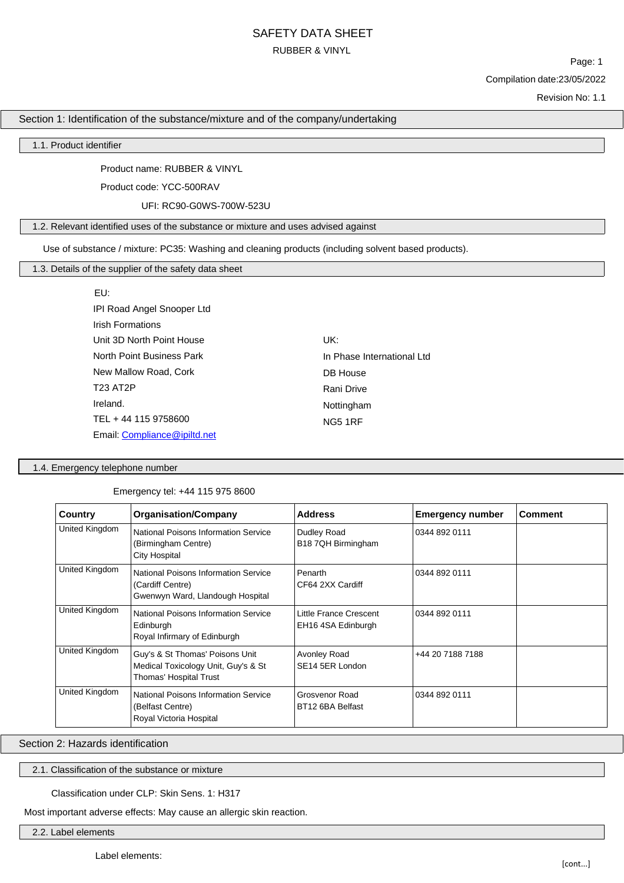# SAFETY DATA SHEET

RUBBER & VINYL

Compilation date:23/05/2022

Revision No: 1.1

## Section 1: Identification of the substance/mixture and of the company/undertaking

### 1.1. Product identifier

Product name: RUBBER & VINYL

Product code: YCC-500RAV

UFI: RC90-G0WS-700W-523U

### 1.2. Relevant identified uses of the substance or mixture and uses advised against

Use of substance / mixture: PC35: Washing and cleaning products (including solvent based products).

### 1.3. Details of the supplier of the safety data sheet

EU:
IPI Road Angel Snooper Ltd
Irish Formations
Unit 3D North Point House
North Point Business Park
New Mallow Road, Cork
T23 AT2P
Ireland.
TEL + 44 115 9758600
Email: Compliance@ipiltd.net

UK:
In Phase International Ltd
DB House
Rani Drive
Nottingham
NG5 1RF

### 1.4. Emergency telephone number

Emergency tel: +44 115 975 8600

| Country | Organisation/Company | Address | Emergency number | Comment |
|---|---|---|---|---|
| United Kingdom | National Poisons Information Service (Birmingham Centre) City Hospital | Dudley Road B18 7QH Birmingham | 0344 892 0111 | |
| United Kingdom | National Poisons Information Service (Cardiff Centre) Gwenwyn Ward, Llandough Hospital | Penarth CF64 2XX Cardiff | 0344 892 0111 | |
| United Kingdom | National Poisons Information Service Edinburgh Royal Infirmary of Edinburgh | Little France Crescent EH16 4SA Edinburgh | 0344 892 0111 | |
| United Kingdom | Guy's & St Thomas' Poisons Unit Medical Toxicology Unit, Guy's & St Thomas' Hospital Trust | Avonley Road SE14 5ER London | +44 20 7188 7188 | |
| United Kingdom | National Poisons Information Service (Belfast Centre) Royal Victoria Hospital | Grosvenor Road BT12 6BA Belfast | 0344 892 0111 | |

## Section 2: Hazards identification

### 2.1. Classification of the substance or mixture

Classification under CLP: Skin Sens. 1: H317

Most important adverse effects: May cause an allergic skin reaction.

### 2.2. Label elements

Label elements:

[cont...]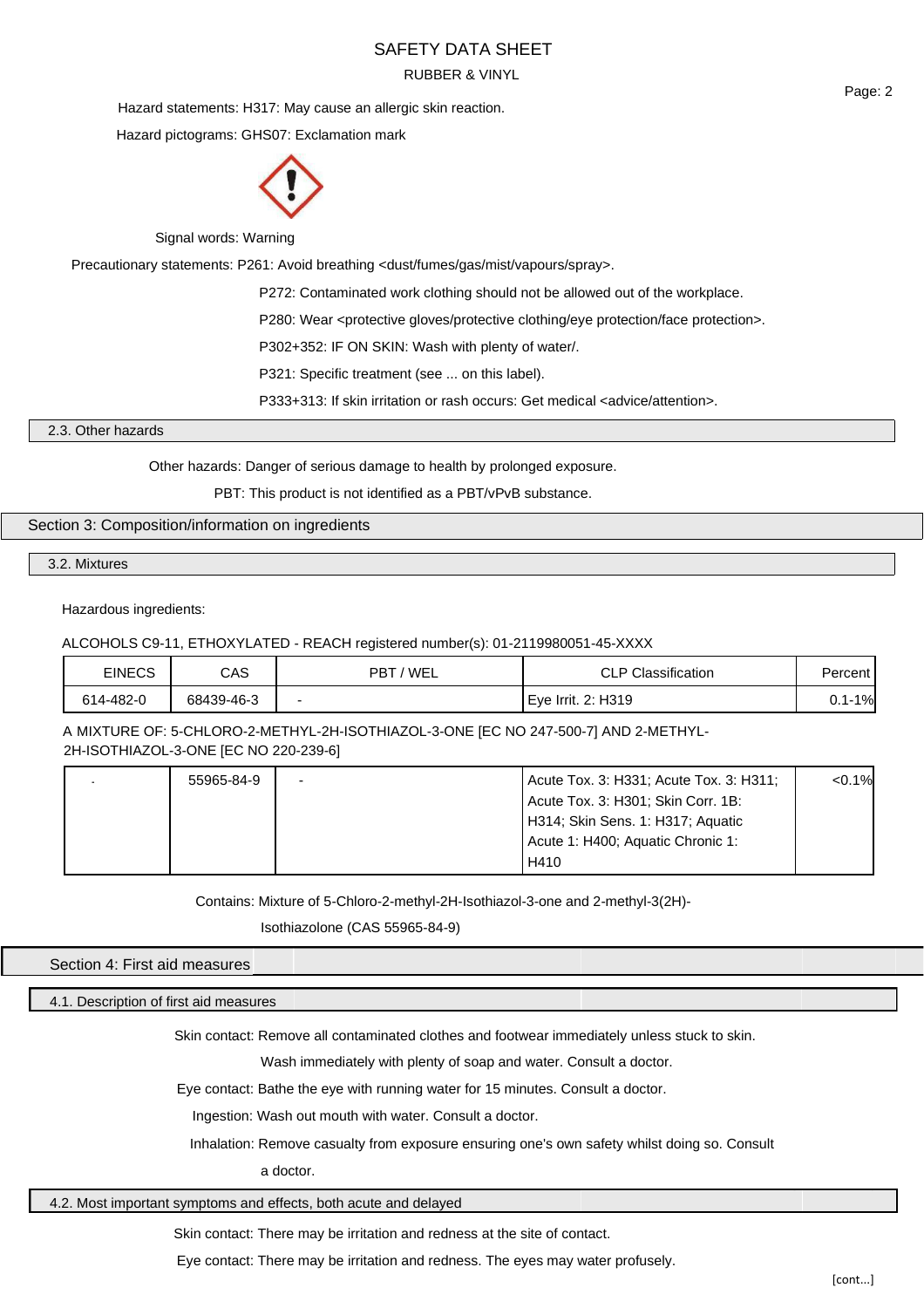Hazard statements: H317: May cause an allergic skin reaction.

Hazard pictograms: GHS07: Exclamation mark

Signal words: Warning

Precautionary statements: P261: Avoid breathing <dust/fumes/gas/mist/vapours/spray>.

P272: Contaminated work clothing should not be allowed out of the workplace.

P280: Wear <protective gloves/protective clothing/eye protection/face protection>.

P302+352: IF ON SKIN: Wash with plenty of water/.

P321: Specific treatment (see ... on this label).

P333+313: If skin irritation or rash occurs: Get medical <advice/attention>.

### 2.3. Other hazards

Other hazards: Danger of serious damage to health by prolonged exposure.

PBT: This product is not identified as a PBT/vPvB substance.

## Section 3: Composition/information on ingredients

### 3.2. Mixtures

Hazardous ingredients:

ALCOHOLS C9-11, ETHOXYLATED - REACH registered number(s): 01-2119980051-45-XXXX

| EINECS | CAS | PBT / WEL | CLP Classification | Percent |
|---|---|---|---|---|
| 614-482-0 | 68439-46-3 | - | Eye Irrit. 2: H319 | 0.1-1% |

A MIXTURE OF: 5-CHLORO-2-METHYL-2H-ISOTHIAZOL-3-ONE [EC NO 247-500-7] AND 2-METHYL-2H-ISOTHIAZOL-3-ONE [EC NO 220-239-6]

| EINECS | CAS | PBT / WEL | CLP Classification | Percent |
|---|---|---|---|---|
| - | 55965-84-9 | - | Acute Tox. 3: H331; Acute Tox. 3: H311; Acute Tox. 3: H301; Skin Corr. 1B: H314; Skin Sens. 1: H317; Aquatic Acute 1: H400; Aquatic Chronic 1: H410 | <0.1% |

Contains: Mixture of 5-Chloro-2-methyl-2H-Isothiazol-3-one and 2-methyl-3(2H)-Isothiazolone (CAS 55965-84-9)

## Section 4: First aid measures

### 4.1. Description of first aid measures

Skin contact: Remove all contaminated clothes and footwear immediately unless stuck to skin. Wash immediately with plenty of soap and water. Consult a doctor.

Eye contact: Bathe the eye with running water for 15 minutes. Consult a doctor.

Ingestion: Wash out mouth with water. Consult a doctor.

Inhalation: Remove casualty from exposure ensuring one's own safety whilst doing so. Consult a doctor.

### 4.2. Most important symptoms and effects, both acute and delayed

Skin contact: There may be irritation and redness at the site of contact.

Eye contact: There may be irritation and redness. The eyes may water profusely.

[cont...]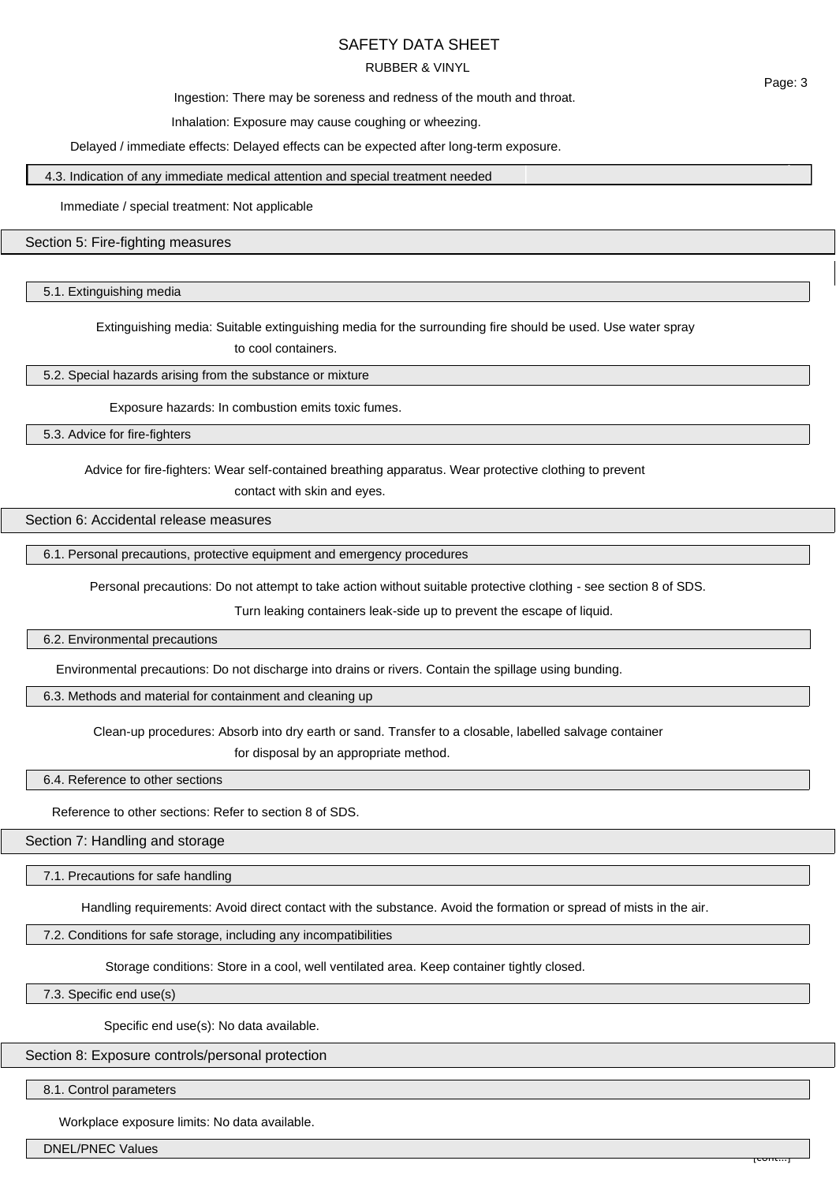Ingestion: There may be soreness and redness of the mouth and throat.

Inhalation: Exposure may cause coughing or wheezing.

Delayed / immediate effects: Delayed effects can be expected after long-term exposure.

### 4.3. Indication of any immediate medical attention and special treatment needed

Immediate / special treatment: Not applicable

## Section 5: Fire-fighting measures

### 5.1. Extinguishing media

Extinguishing media: Suitable extinguishing media for the surrounding fire should be used. Use water spray to cool containers.

### 5.2. Special hazards arising from the substance or mixture

Exposure hazards: In combustion emits toxic fumes.

### 5.3. Advice for fire-fighters

Advice for fire-fighters: Wear self-contained breathing apparatus. Wear protective clothing to prevent contact with skin and eyes.

## Section 6: Accidental release measures

### 6.1. Personal precautions, protective equipment and emergency procedures

Personal precautions: Do not attempt to take action without suitable protective clothing - see section 8 of SDS. Turn leaking containers leak-side up to prevent the escape of liquid.

### 6.2. Environmental precautions

Environmental precautions: Do not discharge into drains or rivers. Contain the spillage using bunding.

### 6.3. Methods and material for containment and cleaning up

Clean-up procedures: Absorb into dry earth or sand. Transfer to a closable, labelled salvage container for disposal by an appropriate method.

### 6.4. Reference to other sections

Reference to other sections: Refer to section 8 of SDS.

## Section 7: Handling and storage

### 7.1. Precautions for safe handling

Handling requirements: Avoid direct contact with the substance. Avoid the formation or spread of mists in the air.

### 7.2. Conditions for safe storage, including any incompatibilities

Storage conditions: Store in a cool, well ventilated area. Keep container tightly closed.

### 7.3. Specific end use(s)

Specific end use(s): No data available.

## Section 8: Exposure controls/personal protection

### 8.1. Control parameters

Workplace exposure limits: No data available.

### DNEL/PNEC Values

[cont...]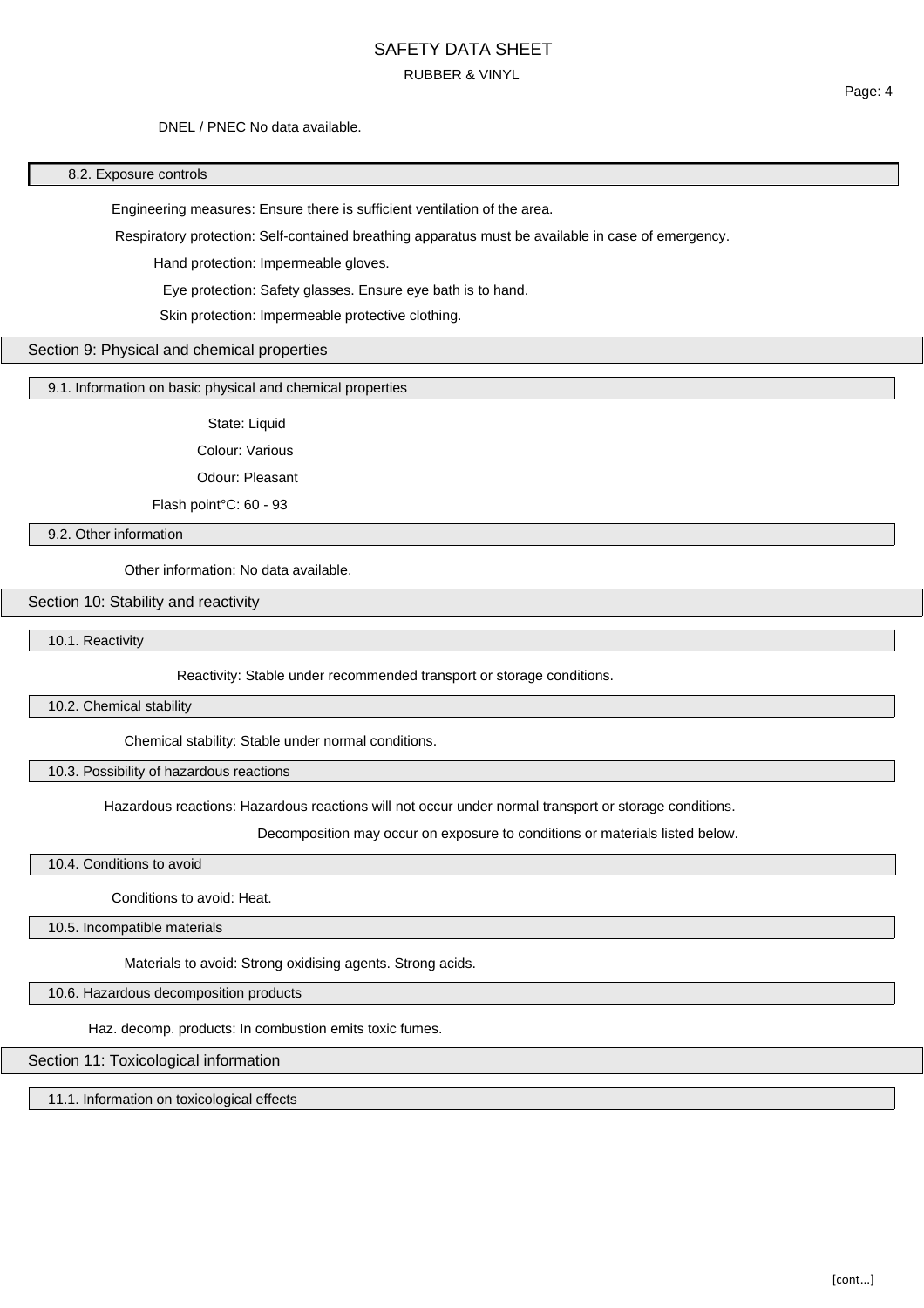DNEL / PNEC No data available.

### 8.2. Exposure controls

Engineering measures: Ensure there is sufficient ventilation of the area.

Respiratory protection: Self-contained breathing apparatus must be available in case of emergency.

Hand protection: Impermeable gloves.

Eye protection: Safety glasses. Ensure eye bath is to hand.

Skin protection: Impermeable protective clothing.

## Section 9: Physical and chemical properties

### 9.1. Information on basic physical and chemical properties

State: Liquid

Colour: Various

Odour: Pleasant

Flash point°C: 60 - 93

### 9.2. Other information

Other information: No data available.

## Section 10: Stability and reactivity

### 10.1. Reactivity

Reactivity: Stable under recommended transport or storage conditions.

### 10.2. Chemical stability

Chemical stability: Stable under normal conditions.

### 10.3. Possibility of hazardous reactions

Hazardous reactions: Hazardous reactions will not occur under normal transport or storage conditions.

Decomposition may occur on exposure to conditions or materials listed below.

### 10.4. Conditions to avoid

Conditions to avoid: Heat.

### 10.5. Incompatible materials

Materials to avoid: Strong oxidising agents. Strong acids.

### 10.6. Hazardous decomposition products

Haz. decomp. products: In combustion emits toxic fumes.

## Section 11: Toxicological information

### 11.1. Information on toxicological effects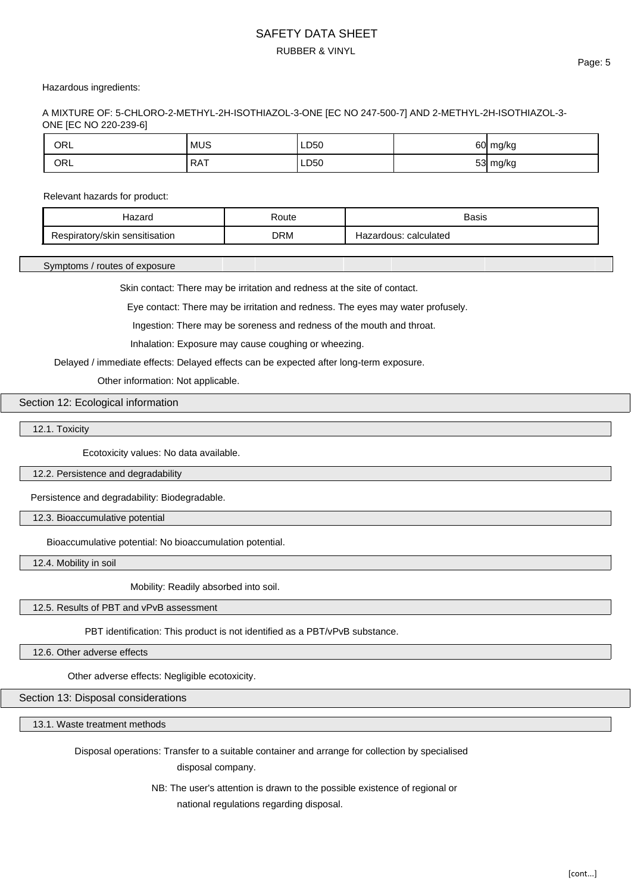Hazardous ingredients:

A MIXTURE OF: 5-CHLORO-2-METHYL-2H-ISOTHIAZOL-3-ONE [EC NO 247-500-7] AND 2-METHYL-2H-ISOTHIAZOL-3-ONE [EC NO 220-239-6]

| ORL | MUS | LD50 | 60 | mg/kg |
|---|---|---|---|---|
| ORL | RAT | LD50 | 53 | mg/kg |

Relevant hazards for product:

| Hazard | Route | Basis |
|---|---|---|
| Respiratory/skin sensitisation | DRM | Hazardous: calculated |

### Symptoms / routes of exposure

Skin contact: There may be irritation and redness at the site of contact.

Eye contact: There may be irritation and redness. The eyes may water profusely.

Ingestion: There may be soreness and redness of the mouth and throat.

Inhalation: Exposure may cause coughing or wheezing.

Delayed / immediate effects: Delayed effects can be expected after long-term exposure.

Other information: Not applicable.

## Section 12: Ecological information

### 12.1. Toxicity

Ecotoxicity values: No data available.

### 12.2. Persistence and degradability

Persistence and degradability: Biodegradable.

### 12.3. Bioaccumulative potential

Bioaccumulative potential: No bioaccumulation potential.

### 12.4. Mobility in soil

Mobility: Readily absorbed into soil.

### 12.5. Results of PBT and vPvB assessment

PBT identification: This product is not identified as a PBT/vPvB substance.

### 12.6. Other adverse effects

Other adverse effects: Negligible ecotoxicity.

## Section 13: Disposal considerations

### 13.1. Waste treatment methods

Disposal operations: Transfer to a suitable container and arrange for collection by specialised disposal company.

NB: The user's attention is drawn to the possible existence of regional or national regulations regarding disposal.

[cont...]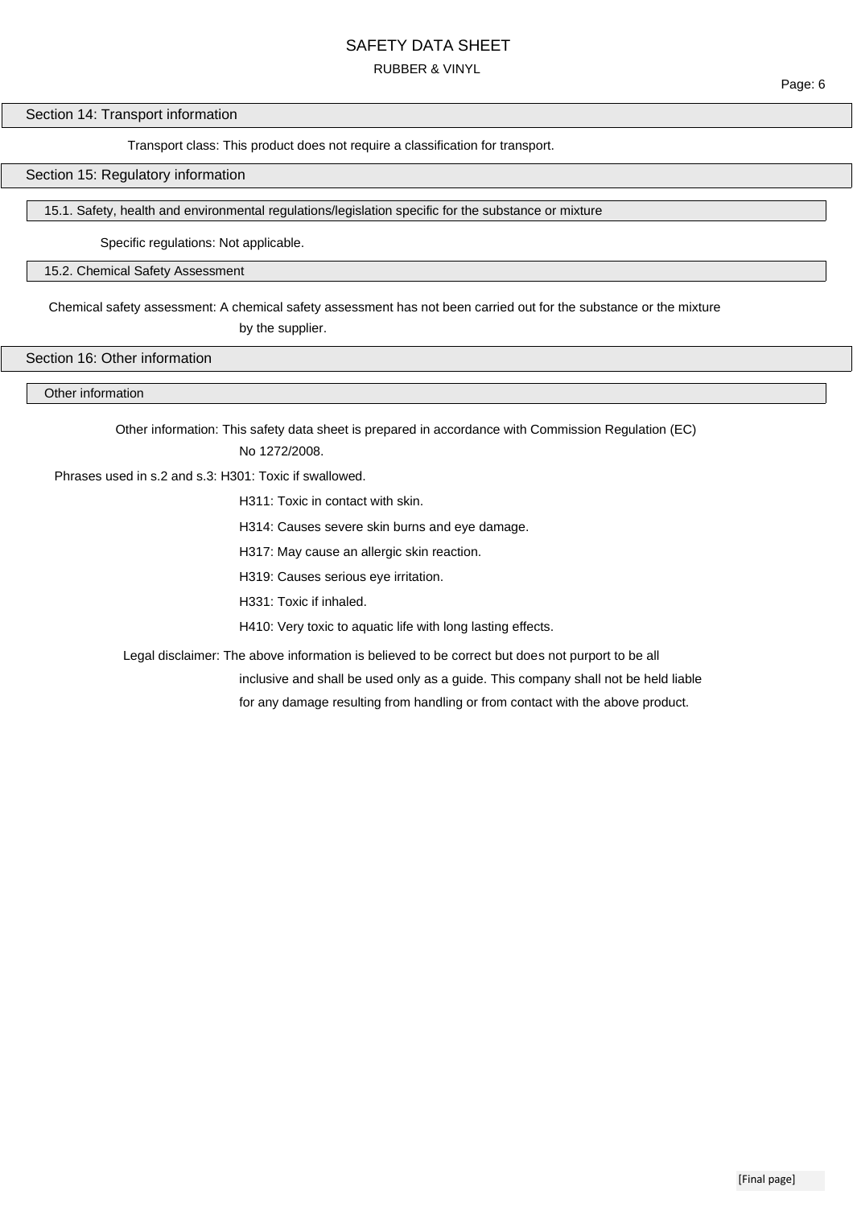## Section 14: Transport information

Transport class: This product does not require a classification for transport.

## Section 15: Regulatory information

### 15.1. Safety, health and environmental regulations/legislation specific for the substance or mixture

Specific regulations: Not applicable.

### 15.2. Chemical Safety Assessment

Chemical safety assessment: A chemical safety assessment has not been carried out for the substance or the mixture by the supplier.

## Section 16: Other information

### Other information

Other information: This safety data sheet is prepared in accordance with Commission Regulation (EC) No 1272/2008.

Phrases used in s.2 and s.3: H301: Toxic if swallowed.

H311: Toxic in contact with skin.

H314: Causes severe skin burns and eye damage.

H317: May cause an allergic skin reaction.

H319: Causes serious eye irritation.

H331: Toxic if inhaled.

H410: Very toxic to aquatic life with long lasting effects.

Legal disclaimer: The above information is believed to be correct but does not purport to be all inclusive and shall be used only as a guide. This company shall not be held liable for any damage resulting from handling or from contact with the above product.

[Final page]